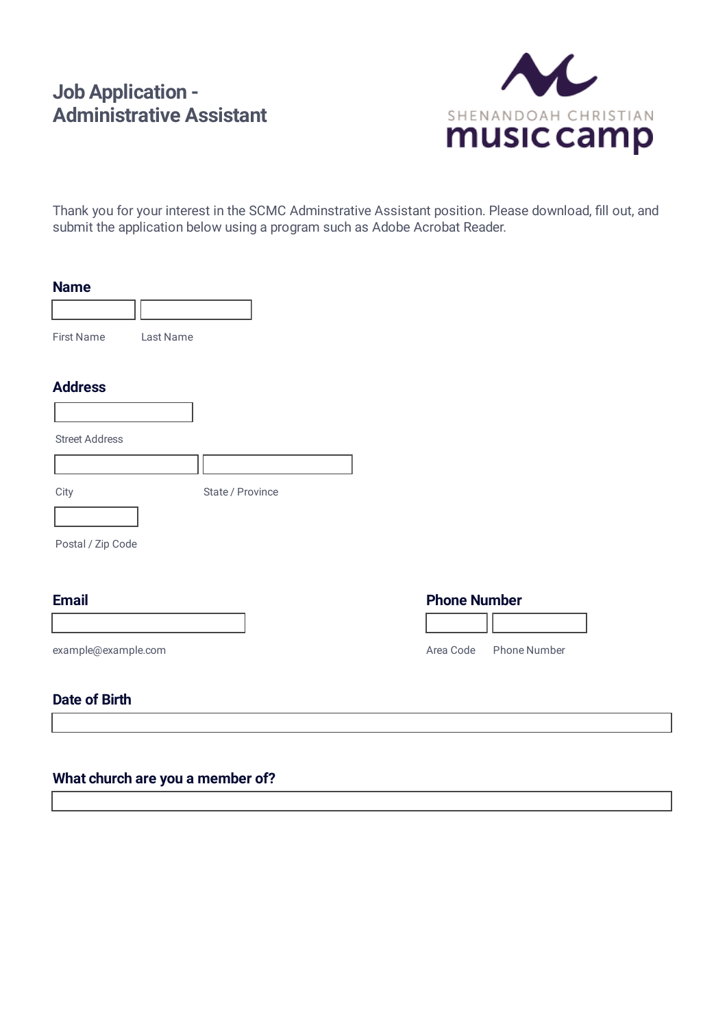# Job Application - Administrative Assistant

SHENANDOAH CHRISTIAN
**music camp**

Thank you for your interest in the SCMC Adminstrative Assistant position. Please download, fill out, and submit the application below using a program such as Adobe Acrobat Reader.

## Name

First Name

Last Name

## Address

Street Address

City

State / Province

Postal / Zip Code

## Email

example@example.com

## Phone Number

Area Code

Phone Number

## Date of Birth

## What church are you a member of?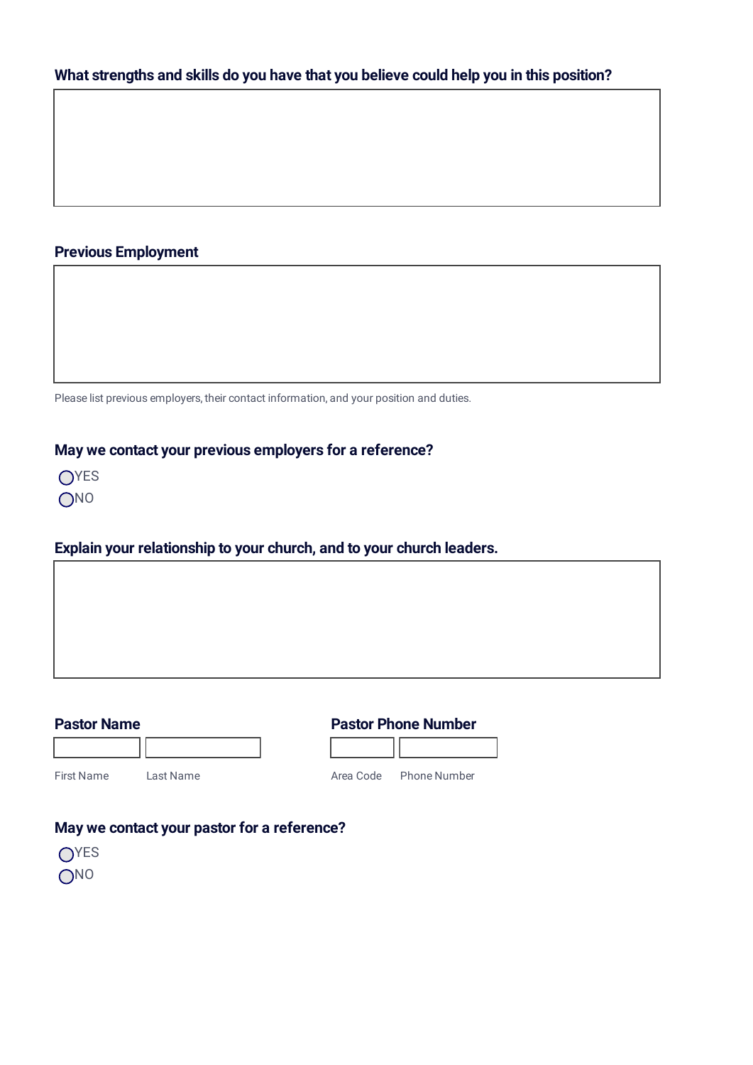**What strengths and skills do you have that you believe could help you in this position?**

**Previous Employment**

Please list previous employers, their contact information, and your position and duties.

**May we contact your previous employers for a reference?**

- ◯ YES
- ◯ NO

**Explain your relationship to your church, and to your church leaders.**

**Pastor Name**

First Name | Last Name

**Pastor Phone Number**

Area Code | Phone Number

**May we contact your pastor for a reference?**

- ◯ YES
- ◯ NO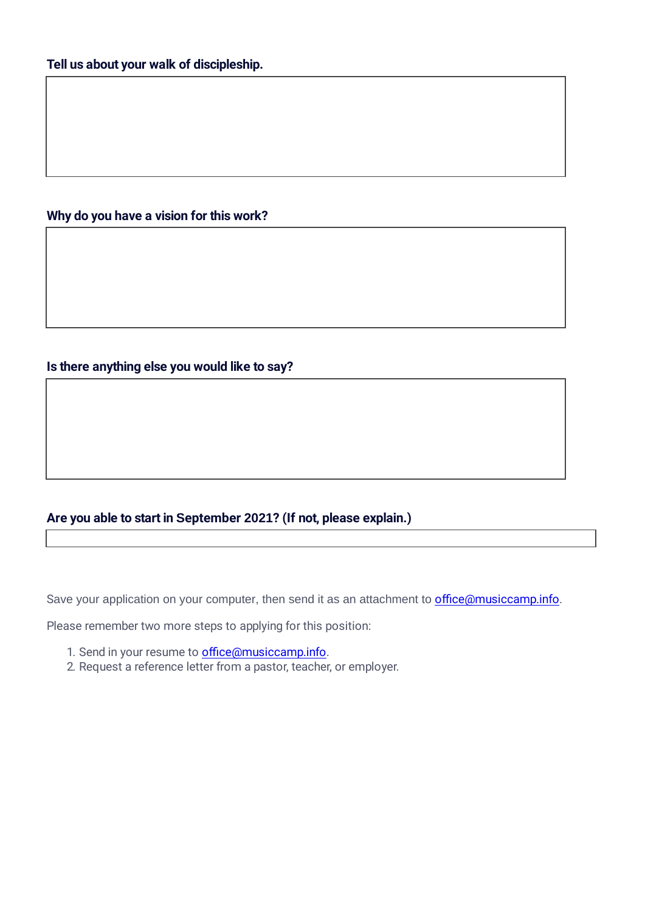**Tell us about your walk of discipleship.**

**Why do you have a vision for this work?**

**Is there anything else you would like to say?**

**Are you able to start in September 2021? (If not, please explain.)**

Save your application on your computer, then send it as an attachment to office@musiccamp.info.

Please remember two more steps to applying for this position:

1. Send in your resume to office@musiccamp.info.
2. Request a reference letter from a pastor, teacher, or employer.